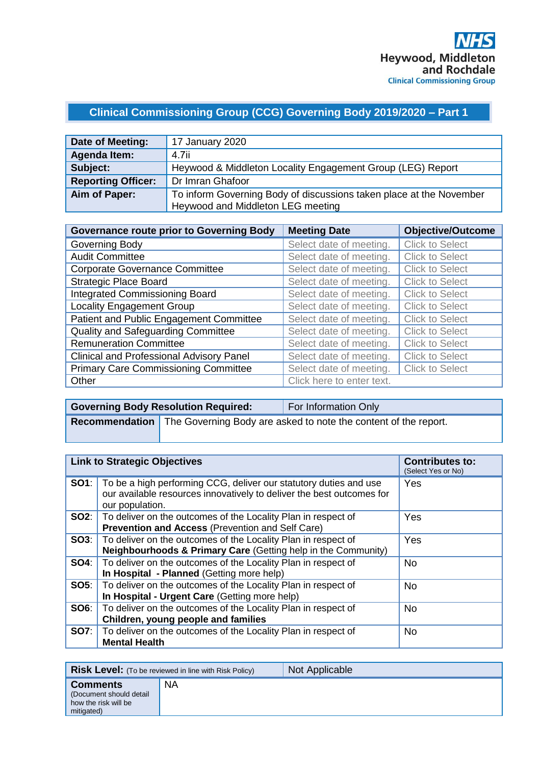NHS
Heywood, Middleton and Rochdale
Clinical Commissioning Group

# Clinical Commissioning Group (CCG) Governing Body 2019/2020 – Part 1

| | |
|---|---|
| **Date of Meeting:** | 17 January 2020 |
| **Agenda Item:** | 4.7ii |
| **Subject:** | Heywood & Middleton Locality Engagement Group (LEG) Report |
| **Reporting Officer:** | Dr Imran Ghafoor |
| **Aim of Paper:** | To inform Governing Body of discussions taken place at the November Heywood and Middleton LEG meeting |

| Governance route prior to Governing Body | Meeting Date | Objective/Outcome |
|---|---|---|
| Governing Body | Select date of meeting. | Click to Select |
| Audit Committee | Select date of meeting. | Click to Select |
| Corporate Governance Committee | Select date of meeting. | Click to Select |
| Strategic Place Board | Select date of meeting. | Click to Select |
| Integrated Commissioning Board | Select date of meeting. | Click to Select |
| Locality Engagement Group | Select date of meeting. | Click to Select |
| Patient and Public Engagement Committee | Select date of meeting. | Click to Select |
| Quality and Safeguarding Committee | Select date of meeting. | Click to Select |
| Remuneration Committee | Select date of meeting. | Click to Select |
| Clinical and Professional Advisory Panel | Select date of meeting. | Click to Select |
| Primary Care Commissioning Committee | Select date of meeting. | Click to Select |
| Other | Click here to enter text. | |

| | |
|---|---|
| **Governing Body Resolution Required:** | For Information Only |
| **Recommendation** | The Governing Body are asked to note the content of the report. |

| Link to Strategic Objectives | | Contributes to: (Select Yes or No) |
|---|---|---|
| **SO1**: | To be a high performing CCG, deliver our statutory duties and use our available resources innovatively to deliver the best outcomes for our population. | Yes |
| **SO2**: | To deliver on the outcomes of the Locality Plan in respect of **Prevention and Access** (Prevention and Self Care) | Yes |
| **SO3**: | To deliver on the outcomes of the Locality Plan in respect of **Neighbourhoods & Primary Care** (Getting help in the Community) | Yes |
| **SO4**: | To deliver on the outcomes of the Locality Plan in respect of **In Hospital - Planned** (Getting more help) | No |
| **SO5**: | To deliver on the outcomes of the Locality Plan in respect of **In Hospital - Urgent Care** (Getting more help) | No |
| **SO6**: | To deliver on the outcomes of the Locality Plan in respect of **Children, young people and families** | No |
| **SO7**: | To deliver on the outcomes of the Locality Plan in respect of **Mental Health** | No |

| | |
|---|---|
| **Risk Level:** (To be reviewed in line with Risk Policy) | Not Applicable |
| **Comments** (Document should detail how the risk will be mitigated) | NA |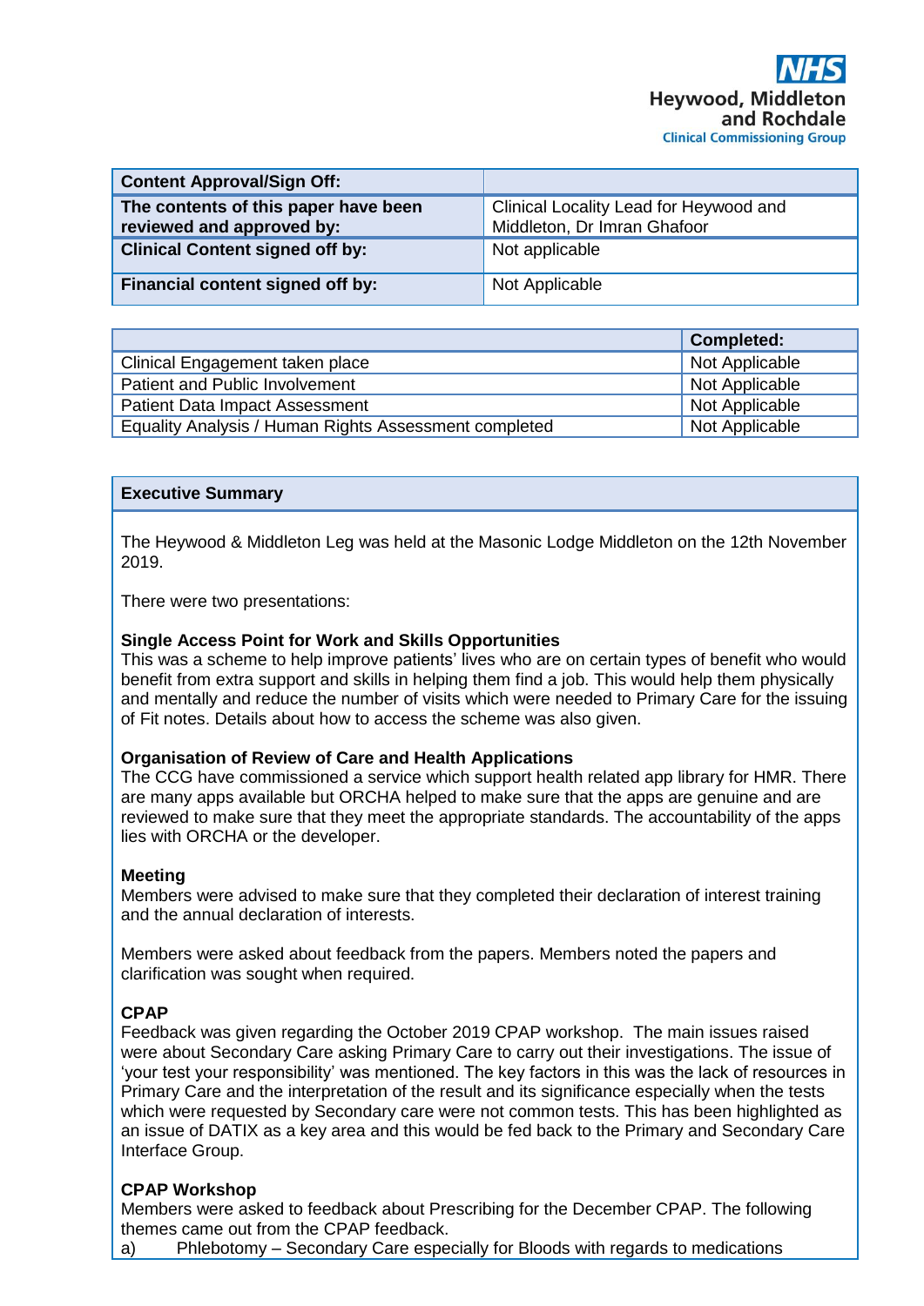**NHS**
**Heywood, Middleton and Rochdale**
**Clinical Commissioning Group**

| **Content Approval/Sign Off:** | |
|---|---|
| **The contents of this paper have been reviewed and approved by:** | Clinical Locality Lead for Heywood and Middleton, Dr Imran Ghafoor |
| **Clinical Content signed off by:** | Not applicable |
| **Financial content signed off by:** | Not Applicable |

| | **Completed:** |
|---|---|
| Clinical Engagement taken place | Not Applicable |
| Patient and Public Involvement | Not Applicable |
| Patient Data Impact Assessment | Not Applicable |
| Equality Analysis / Human Rights Assessment completed | Not Applicable |

## Executive Summary

The Heywood & Middleton Leg was held at the Masonic Lodge Middleton on the 12th November 2019.

There were two presentations:

**Single Access Point for Work and Skills Opportunities**
This was a scheme to help improve patients' lives who are on certain types of benefit who would benefit from extra support and skills in helping them find a job. This would help them physically and mentally and reduce the number of visits which were needed to Primary Care for the issuing of Fit notes. Details about how to access the scheme was also given.

**Organisation of Review of Care and Health Applications**
The CCG have commissioned a service which support health related app library for HMR. There are many apps available but ORCHA helped to make sure that the apps are genuine and are reviewed to make sure that they meet the appropriate standards. The accountability of the apps lies with ORCHA or the developer.

**Meeting**
Members were advised to make sure that they completed their declaration of interest training and the annual declaration of interests.

Members were asked about feedback from the papers. Members noted the papers and clarification was sought when required.

**CPAP**
Feedback was given regarding the October 2019 CPAP workshop. The main issues raised were about Secondary Care asking Primary Care to carry out their investigations. The issue of 'your test your responsibility' was mentioned. The key factors in this was the lack of resources in Primary Care and the interpretation of the result and its significance especially when the tests which were requested by Secondary care were not common tests. This has been highlighted as an issue of DATIX as a key area and this would be fed back to the Primary and Secondary Care Interface Group.

**CPAP Workshop**
Members were asked to feedback about Prescribing for the December CPAP. The following themes came out from the CPAP feedback.

a) Phlebotomy – Secondary Care especially for Bloods with regards to medications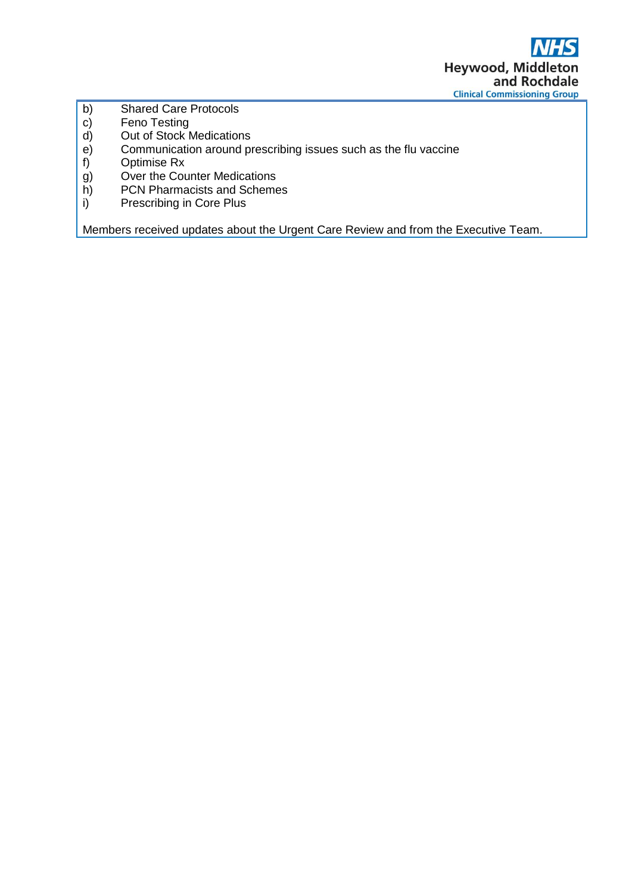b) Shared Care Protocols
c) Feno Testing
d) Out of Stock Medications
e) Communication around prescribing issues such as the flu vaccine
f) Optimise Rx
g) Over the Counter Medications
h) PCN Pharmacists and Schemes
i) Prescribing in Core Plus

Members received updates about the Urgent Care Review and from the Executive Team.